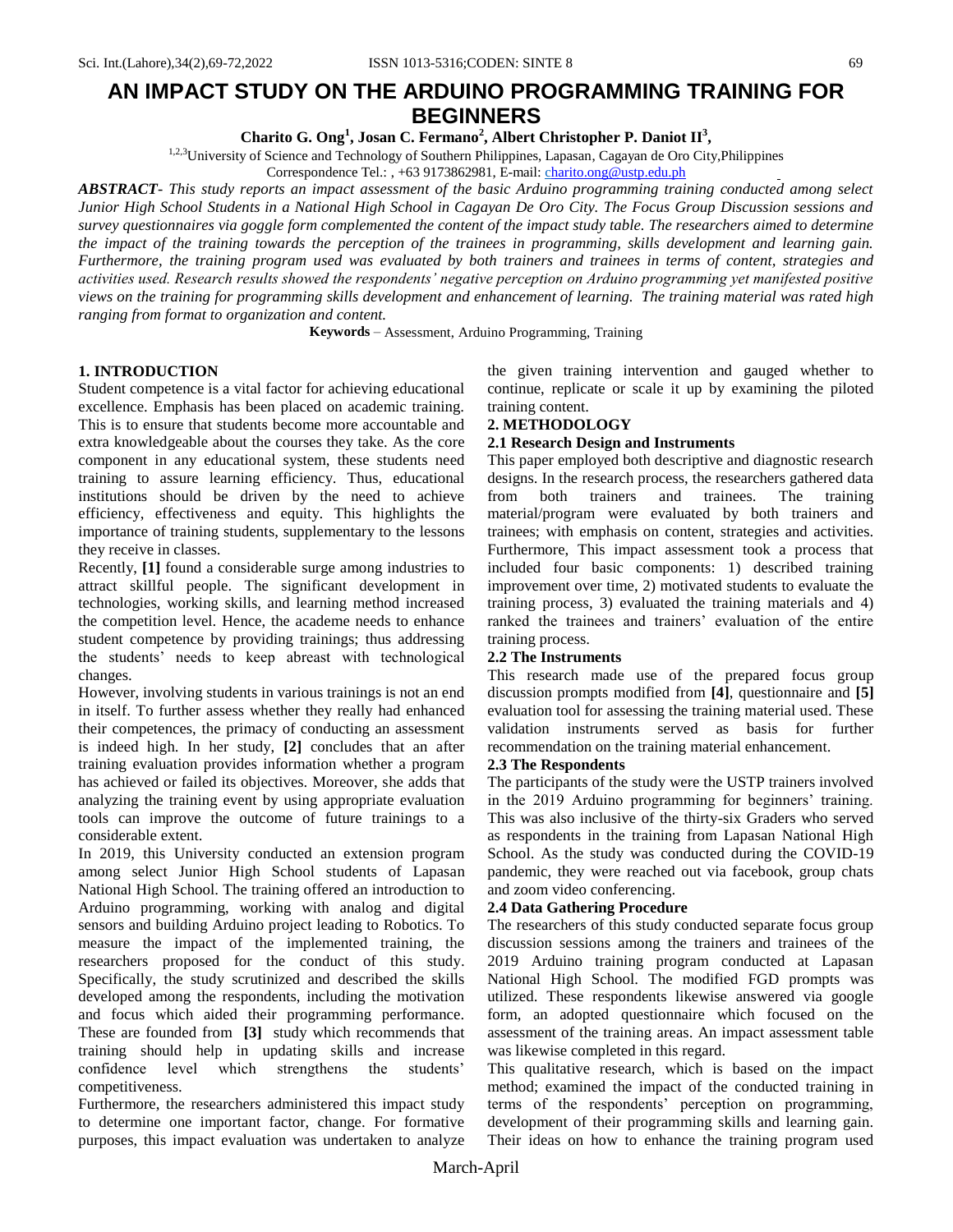# AN IMPACT STUDY ON THE ARDUINO PROGRAMMING TRAINING FOR BEGINNERS

**Charito G. Ong[1], Josan C. Fermano[2], Albert Christopher P. Daniot II[3],**

[1,2,3]University of Science and Technology of Southern Philippines, Lapasan, Cagayan de Oro City,Philippines

Correspondence Tel.: , +63 9173862981, E-mail: charito.ong@ustp.edu.ph

***ABSTRACT****- This study reports an impact assessment of the basic Arduino programming training conducted among select Junior High School Students in a National High School in Cagayan De Oro City. The Focus Group Discussion sessions and survey questionnaires via goggle form complemented the content of the impact study table. The researchers aimed to determine the impact of the training towards the perception of the trainees in programming, skills development and learning gain. Furthermore, the training program used was evaluated by both trainers and trainees in terms of content, strategies and activities used. Research results showed the respondents' negative perception on Arduino programming yet manifested positive views on the training for programming skills development and enhancement of learning. The training material was rated high ranging from format to organization and content.*

**Keywords** – Assessment, Arduino Programming, Training

## 1. INTRODUCTION

Student competence is a vital factor for achieving educational excellence. Emphasis has been placed on academic training. This is to ensure that students become more accountable and extra knowledgeable about the courses they take. As the core component in any educational system, these students need training to assure learning efficiency. Thus, educational institutions should be driven by the need to achieve efficiency, effectiveness and equity. This highlights the importance of training students, supplementary to the lessons they receive in classes.

Recently, **[1]** found a considerable surge among industries to attract skillful people. The significant development in technologies, working skills, and learning method increased the competition level. Hence, the academe needs to enhance student competence by providing trainings; thus addressing the students' needs to keep abreast with technological changes.

However, involving students in various trainings is not an end in itself. To further assess whether they really had enhanced their competences, the primacy of conducting an assessment is indeed high. In her study, **[2]** concludes that an after training evaluation provides information whether a program has achieved or failed its objectives. Moreover, she adds that analyzing the training event by using appropriate evaluation tools can improve the outcome of future trainings to a considerable extent.

In 2019, this University conducted an extension program among select Junior High School students of Lapasan National High School. The training offered an introduction to Arduino programming, working with analog and digital sensors and building Arduino project leading to Robotics. To measure the impact of the implemented training, the researchers proposed for the conduct of this study. Specifically, the study scrutinized and described the skills developed among the respondents, including the motivation and focus which aided their programming performance. These are founded from **[3]** study which recommends that training should help in updating skills and increase confidence level which strengthens the students' competitiveness.

Furthermore, the researchers administered this impact study to determine one important factor, change. For formative purposes, this impact evaluation was undertaken to analyze the given training intervention and gauged whether to continue, replicate or scale it up by examining the piloted training content.

## 2. METHODOLOGY

### 2.1 Research Design and Instruments

This paper employed both descriptive and diagnostic research designs. In the research process, the researchers gathered data from both trainers and trainees. The training material/program were evaluated by both trainers and trainees; with emphasis on content, strategies and activities. Furthermore, This impact assessment took a process that included four basic components: 1) described training improvement over time, 2) motivated students to evaluate the training process, 3) evaluated the training materials and 4) ranked the trainees and trainers' evaluation of the entire training process.

### 2.2 The Instruments

This research made use of the prepared focus group discussion prompts modified from **[4]**, questionnaire and **[5]** evaluation tool for assessing the training material used. These validation instruments served as basis for further recommendation on the training material enhancement.

### 2.3 The Respondents

The participants of the study were the USTP trainers involved in the 2019 Arduino programming for beginners' training. This was also inclusive of the thirty-six Graders who served as respondents in the training from Lapasan National High School. As the study was conducted during the COVID-19 pandemic, they were reached out via facebook, group chats and zoom video conferencing.

### 2.4 Data Gathering Procedure

The researchers of this study conducted separate focus group discussion sessions among the trainers and trainees of the 2019 Arduino training program conducted at Lapasan National High School. The modified FGD prompts was utilized. These respondents likewise answered via google form, an adopted questionnaire which focused on the assessment of the training areas. An impact assessment table was likewise completed in this regard.

This qualitative research, which is based on the impact method; examined the impact of the conducted training in terms of the respondents' perception on programming, development of their programming skills and learning gain. Their ideas on how to enhance the training program used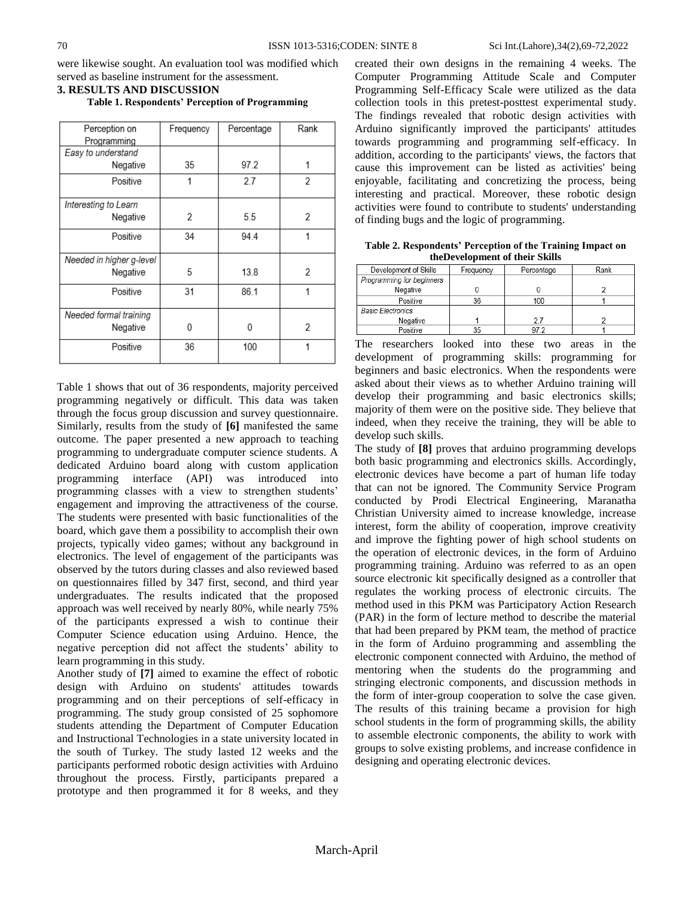were likewise sought. An evaluation tool was modified which served as baseline instrument for the assessment.

## 3. RESULTS AND DISCUSSION

**Table 1. Respondents' Perception of Programming**

| Perception on Programming | Frequency | Percentage | Rank |
|---|---|---|---|
| *Easy to understand* | | | |
| Negative | 35 | 97.2 | 1 |
| Positive | 1 | 2.7 | 2 |
| *Interesting to Learn* | | | |
| Negative | 2 | 5.5 | 2 |
| Positive | 34 | 94.4 | 1 |
| *Needed in higher g-level* | | | |
| Negative | 5 | 13.8 | 2 |
| Positive | 31 | 86.1 | 1 |
| *Needed formal training* | | | |
| Negative | 0 | 0 | 2 |
| Positive | 36 | 100 | 1 |

Table 1 shows that out of 36 respondents, majority perceived programming negatively or difficult. This data was taken through the focus group discussion and survey questionnaire. Similarly, results from the study of **[6]** manifested the same outcome. The paper presented a new approach to teaching programming to undergraduate computer science students. A dedicated Arduino board along with custom application programming interface (API) was introduced into programming classes with a view to strengthen students' engagement and improving the attractiveness of the course. The students were presented with basic functionalities of the board, which gave them a possibility to accomplish their own projects, typically video games; without any background in electronics. The level of engagement of the participants was observed by the tutors during classes and also reviewed based on questionnaires filled by 347 first, second, and third year undergraduates. The results indicated that the proposed approach was well received by nearly 80%, while nearly 75% of the participants expressed a wish to continue their Computer Science education using Arduino. Hence, the negative perception did not affect the students' ability to learn programming in this study.

Another study of **[7]** aimed to examine the effect of robotic design with Arduino on students' attitudes towards programming and on their perceptions of self-efficacy in programming. The study group consisted of 25 sophomore students attending the Department of Computer Education and Instructional Technologies in a state university located in the south of Turkey. The study lasted 12 weeks and the participants performed robotic design activities with Arduino throughout the process. Firstly, participants prepared a prototype and then programmed it for 8 weeks, and they created their own designs in the remaining 4 weeks. The Computer Programming Attitude Scale and Computer Programming Self-Efficacy Scale were utilized as the data collection tools in this pretest-posttest experimental study. The findings revealed that robotic design activities with Arduino significantly improved the participants' attitudes towards programming and programming self-efficacy. In addition, according to the participants' views, the factors that cause this improvement can be listed as activities' being enjoyable, facilitating and concretizing the process, being interesting and practical. Moreover, these robotic design activities were found to contribute to students' understanding of finding bugs and the logic of programming.

**Table 2. Respondents' Perception of the Training Impact on theDevelopment of their Skills**

| Development of Skills | Frequency | Percentage | Rank |
|---|---|---|---|
| *Programming for beginners* | | | |
| Negative | 0 | 0 | 2 |
| Positive | 36 | 100 | 1 |
| *Basic Electronics* | | | |
| Negative | 1 | 2.7 | 2 |
| Positive | 35 | 97.2 | 1 |

The researchers looked into these two areas in the development of programming skills: programming for beginners and basic electronics. When the respondents were asked about their views as to whether Arduino training will develop their programming and basic electronics skills; majority of them were on the positive side. They believe that indeed, when they receive the training, they will be able to develop such skills.

The study of **[8]** proves that arduino programming develops both basic programming and electronics skills. Accordingly, electronic devices have become a part of human life today that can not be ignored. The Community Service Program conducted by Prodi Electrical Engineering, Maranatha Christian University aimed to increase knowledge, increase interest, form the ability of cooperation, improve creativity and improve the fighting power of high school students on the operation of electronic devices, in the form of Arduino programming training. Arduino was referred to as an open source electronic kit specifically designed as a controller that regulates the working process of electronic circuits. The method used in this PKM was Participatory Action Research (PAR) in the form of lecture method to describe the material that had been prepared by PKM team, the method of practice in the form of Arduino programming and assembling the electronic component connected with Arduino, the method of mentoring when the students do the programming and stringing electronic components, and discussion methods in the form of inter-group cooperation to solve the case given. The results of this training became a provision for high school students in the form of programming skills, the ability to assemble electronic components, the ability to work with groups to solve existing problems, and increase confidence in designing and operating electronic devices.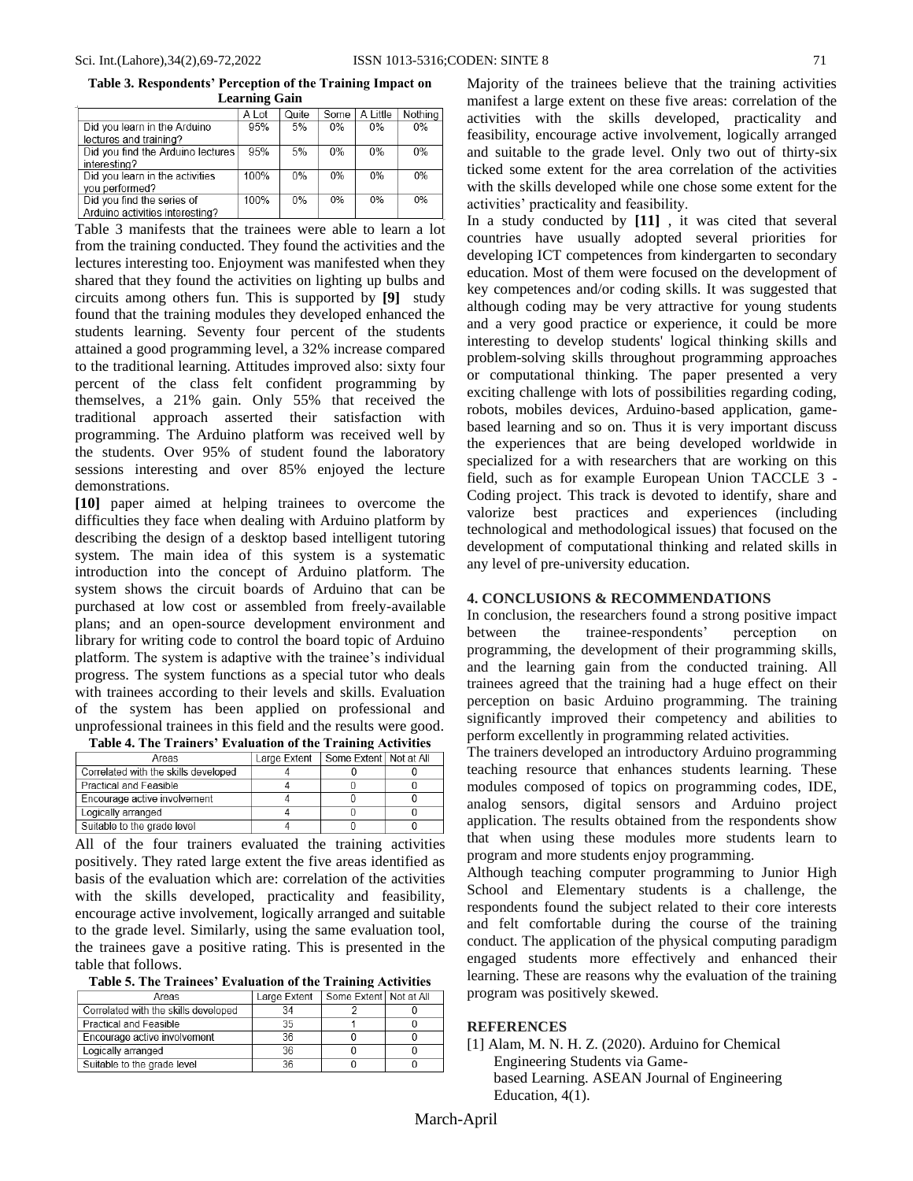**Table 3. Respondents' Perception of the Training Impact on Learning Gain**

| | A Lot | Quite | Some | A Little | Nothing |
|---|---|---|---|---|---|
| Did you learn in the Arduino lectures and training? | 95% | 5% | 0% | 0% | 0% |
| Did you find the Arduino lectures interesting? | 95% | 5% | 0% | 0% | 0% |
| Did you learn in the activities you performed? | 100% | 0% | 0% | 0% | 0% |
| Did you find the series of Arduino activities interesting? | 100% | 0% | 0% | 0% | 0% |

Table 3 manifests that the trainees were able to learn a lot from the training conducted. They found the activities and the lectures interesting too. Enjoyment was manifested when they shared that they found the activities on lighting up bulbs and circuits among others fun. This is supported by **[9]** study found that the training modules they developed enhanced the students learning. Seventy four percent of the students attained a good programming level, a 32% increase compared to the traditional learning. Attitudes improved also: sixty four percent of the class felt confident programming by themselves, a 21% gain. Only 55% that received the traditional approach asserted their satisfaction with programming. The Arduino platform was received well by the students. Over 95% of student found the laboratory sessions interesting and over 85% enjoyed the lecture demonstrations.

**[10]** paper aimed at helping trainees to overcome the difficulties they face when dealing with Arduino platform by describing the design of a desktop based intelligent tutoring system. The main idea of this system is a systematic introduction into the concept of Arduino platform. The system shows the circuit boards of Arduino that can be purchased at low cost or assembled from freely-available plans; and an open-source development environment and library for writing code to control the board topic of Arduino platform. The system is adaptive with the trainee's individual progress. The system functions as a special tutor who deals with trainees according to their levels and skills. Evaluation of the system has been applied on professional and unprofessional trainees in this field and the results were good.

**Table 4. The Trainers' Evaluation of the Training Activities**

| Areas | Large Extent | Some Extent | Not at All |
|---|---|---|---|
| Correlated with the skills developed | 4 | 0 | 0 |
| Practical and Feasible | 4 | 0 | 0 |
| Encourage active involvement | 4 | 0 | 0 |
| Logically arranged | 4 | 0 | 0 |
| Suitable to the grade level | 4 | 0 | 0 |

All of the four trainers evaluated the training activities positively. They rated large extent the five areas identified as basis of the evaluation which are: correlation of the activities with the skills developed, practicality and feasibility, encourage active involvement, logically arranged and suitable to the grade level. Similarly, using the same evaluation tool, the trainees gave a positive rating. This is presented in the table that follows.

**Table 5. The Trainees' Evaluation of the Training Activities**

| Areas | Large Extent | Some Extent | Not at All |
|---|---|---|---|
| Correlated with the skills developed | 34 | 2 | 0 |
| Practical and Feasible | 35 | 1 | 0 |
| Encourage active involvement | 36 | 0 | 0 |
| Logically arranged | 36 | 0 | 0 |
| Suitable to the grade level | 36 | 0 | 0 |

Majority of the trainees believe that the training activities manifest a large extent on these five areas: correlation of the activities with the skills developed, practicality and feasibility, encourage active involvement, logically arranged and suitable to the grade level. Only two out of thirty-six ticked some extent for the area correlation of the activities with the skills developed while one chose some extent for the activities' practicality and feasibility.

In a study conducted by **[11]** , it was cited that several countries have usually adopted several priorities for developing ICT competences from kindergarten to secondary education. Most of them were focused on the development of key competences and/or coding skills. It was suggested that although coding may be very attractive for young students and a very good practice or experience, it could be more interesting to develop students' logical thinking skills and problem-solving skills throughout programming approaches or computational thinking. The paper presented a very exciting challenge with lots of possibilities regarding coding, robots, mobiles devices, Arduino-based application, game-based learning and so on. Thus it is very important discuss the experiences that are being developed worldwide in specialized for a with researchers that are working on this field, such as for example European Union TACCLE 3 - Coding project. This track is devoted to identify, share and valorize best practices and experiences (including technological and methodological issues) that focused on the development of computational thinking and related skills in any level of pre-university education.

## 4. CONCLUSIONS & RECOMMENDATIONS

In conclusion, the researchers found a strong positive impact between the trainee-respondents' perception on programming, the development of their programming skills, and the learning gain from the conducted training. All trainees agreed that the training had a huge effect on their perception on basic Arduino programming. The training significantly improved their competency and abilities to perform excellently in programming related activities.

The trainers developed an introductory Arduino programming teaching resource that enhances students learning. These modules composed of topics on programming codes, IDE, analog sensors, digital sensors and Arduino project application. The results obtained from the respondents show that when using these modules more students learn to program and more students enjoy programming.

Although teaching computer programming to Junior High School and Elementary students is a challenge, the respondents found the subject related to their core interests and felt comfortable during the course of the training conduct. The application of the physical computing paradigm engaged students more effectively and enhanced their learning. These are reasons why the evaluation of the training program was positively skewed.

## REFERENCES

[1] Alam, M. N. H. Z. (2020). Arduino for Chemical Engineering Students via Game-based Learning. ASEAN Journal of Engineering Education, 4(1).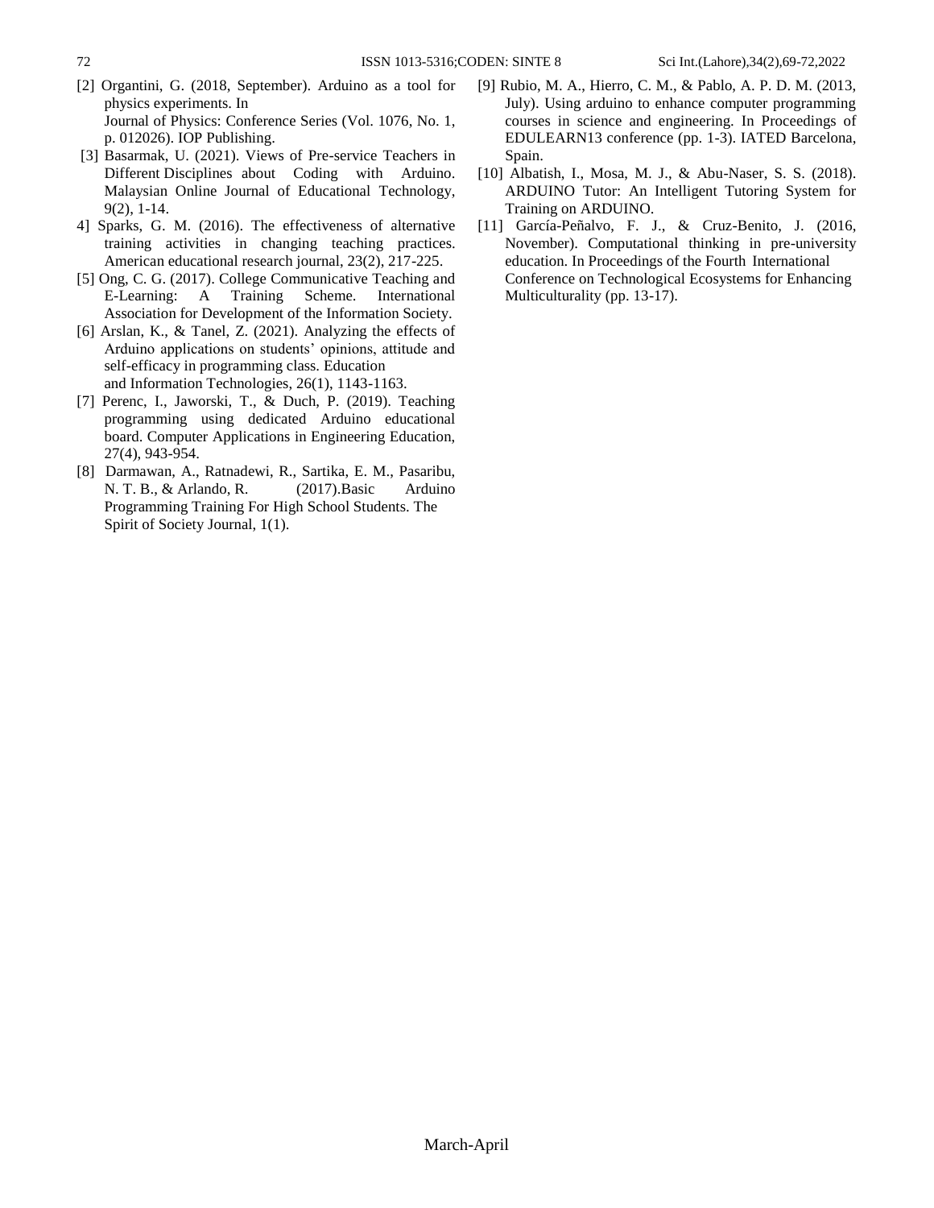[2] Organtini, G. (2018, September). Arduino as a tool for physics experiments. In Journal of Physics: Conference Series (Vol. 1076, No. 1, p. 012026). IOP Publishing.

[3] Basarmak, U. (2021). Views of Pre-service Teachers in Different Disciplines about Coding with Arduino. Malaysian Online Journal of Educational Technology, 9(2), 1-14.

4] Sparks, G. M. (2016). The effectiveness of alternative training activities in changing teaching practices. American educational research journal, 23(2), 217-225.

[5] Ong, C. G. (2017). College Communicative Teaching and E-Learning: A Training Scheme. International Association for Development of the Information Society.

[6] Arslan, K., & Tanel, Z. (2021). Analyzing the effects of Arduino applications on students' opinions, attitude and self-efficacy in programming class. Education and Information Technologies, 26(1), 1143-1163.

[7] Perenc, I., Jaworski, T., & Duch, P. (2019). Teaching programming using dedicated Arduino educational board. Computer Applications in Engineering Education, 27(4), 943-954.

[8] Darmawan, A., Ratnadewi, R., Sartika, E. M., Pasaribu, N. T. B., & Arlando, R. (2017).Basic Arduino Programming Training For High School Students. The Spirit of Society Journal, 1(1).

[9] Rubio, M. A., Hierro, C. M., & Pablo, A. P. D. M. (2013, July). Using arduino to enhance computer programming courses in science and engineering. In Proceedings of EDULEARN13 conference (pp. 1-3). IATED Barcelona, Spain.

[10] Albatish, I., Mosa, M. J., & Abu-Naser, S. S. (2018). ARDUINO Tutor: An Intelligent Tutoring System for Training on ARDUINO.

[11] García-Peñalvo, F. J., & Cruz-Benito, J. (2016, November). Computational thinking in pre-university education. In Proceedings of the Fourth International Conference on Technological Ecosystems for Enhancing Multiculturality (pp. 13-17).